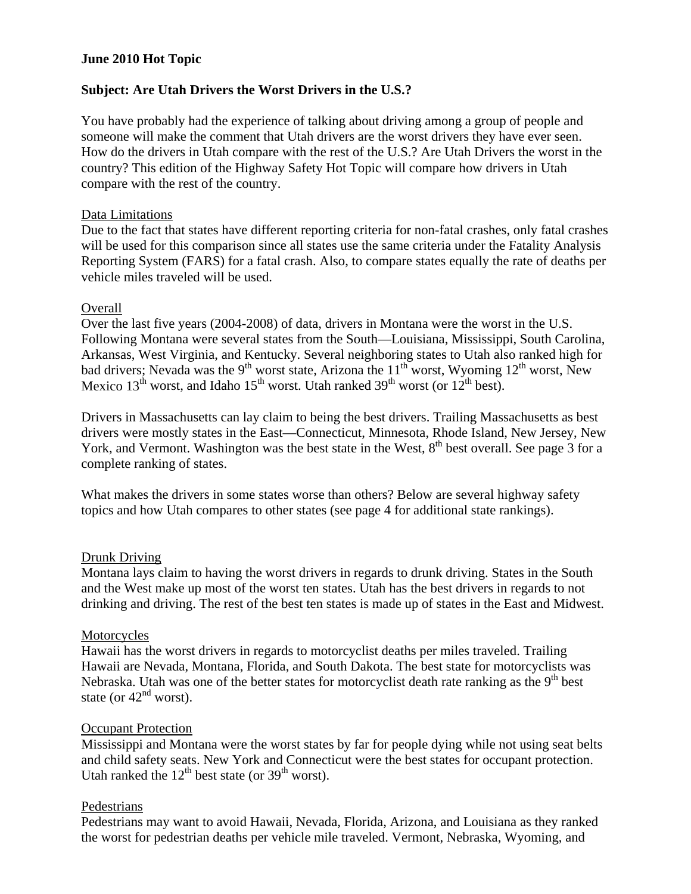**June 2010 Hot Topic**

**Subject: Are Utah Drivers the Worst Drivers in the U.S.?**

You have probably had the experience of talking about driving among a group of people and someone will make the comment that Utah drivers are the worst drivers they have ever seen. How do the drivers in Utah compare with the rest of the U.S.? Are Utah Drivers the worst in the country? This edition of the Highway Safety Hot Topic will compare how drivers in Utah compare with the rest of the country.

Data Limitations

Due to the fact that states have different reporting criteria for non-fatal crashes, only fatal crashes will be used for this comparison since all states use the same criteria under the Fatality Analysis Reporting System (FARS) for a fatal crash. Also, to compare states equally the rate of deaths per vehicle miles traveled will be used.

Overall

Over the last five years (2004-2008) of data, drivers in Montana were the worst in the U.S. Following Montana were several states from the South—Louisiana, Mississippi, South Carolina, Arkansas, West Virginia, and Kentucky. Several neighboring states to Utah also ranked high for bad drivers; Nevada was the 9th worst state, Arizona the 11th worst, Wyoming 12th worst, New Mexico 13th worst, and Idaho 15th worst. Utah ranked 39th worst (or 12th best).

Drivers in Massachusetts can lay claim to being the best drivers. Trailing Massachusetts as best drivers were mostly states in the East—Connecticut, Minnesota, Rhode Island, New Jersey, New York, and Vermont. Washington was the best state in the West, 8th best overall. See page 3 for a complete ranking of states.

What makes the drivers in some states worse than others? Below are several highway safety topics and how Utah compares to other states (see page 4 for additional state rankings).

Drunk Driving

Montana lays claim to having the worst drivers in regards to drunk driving. States in the South and the West make up most of the worst ten states. Utah has the best drivers in regards to not drinking and driving. The rest of the best ten states is made up of states in the East and Midwest.

Motorcycles

Hawaii has the worst drivers in regards to motorcyclist deaths per miles traveled. Trailing Hawaii are Nevada, Montana, Florida, and South Dakota. The best state for motorcyclists was Nebraska. Utah was one of the better states for motorcyclist death rate ranking as the 9th best state (or 42nd worst).

Occupant Protection

Mississippi and Montana were the worst states by far for people dying while not using seat belts and child safety seats. New York and Connecticut were the best states for occupant protection. Utah ranked the 12th best state (or 39th worst).

Pedestrians

Pedestrians may want to avoid Hawaii, Nevada, Florida, Arizona, and Louisiana as they ranked the worst for pedestrian deaths per vehicle mile traveled. Vermont, Nebraska, Wyoming, and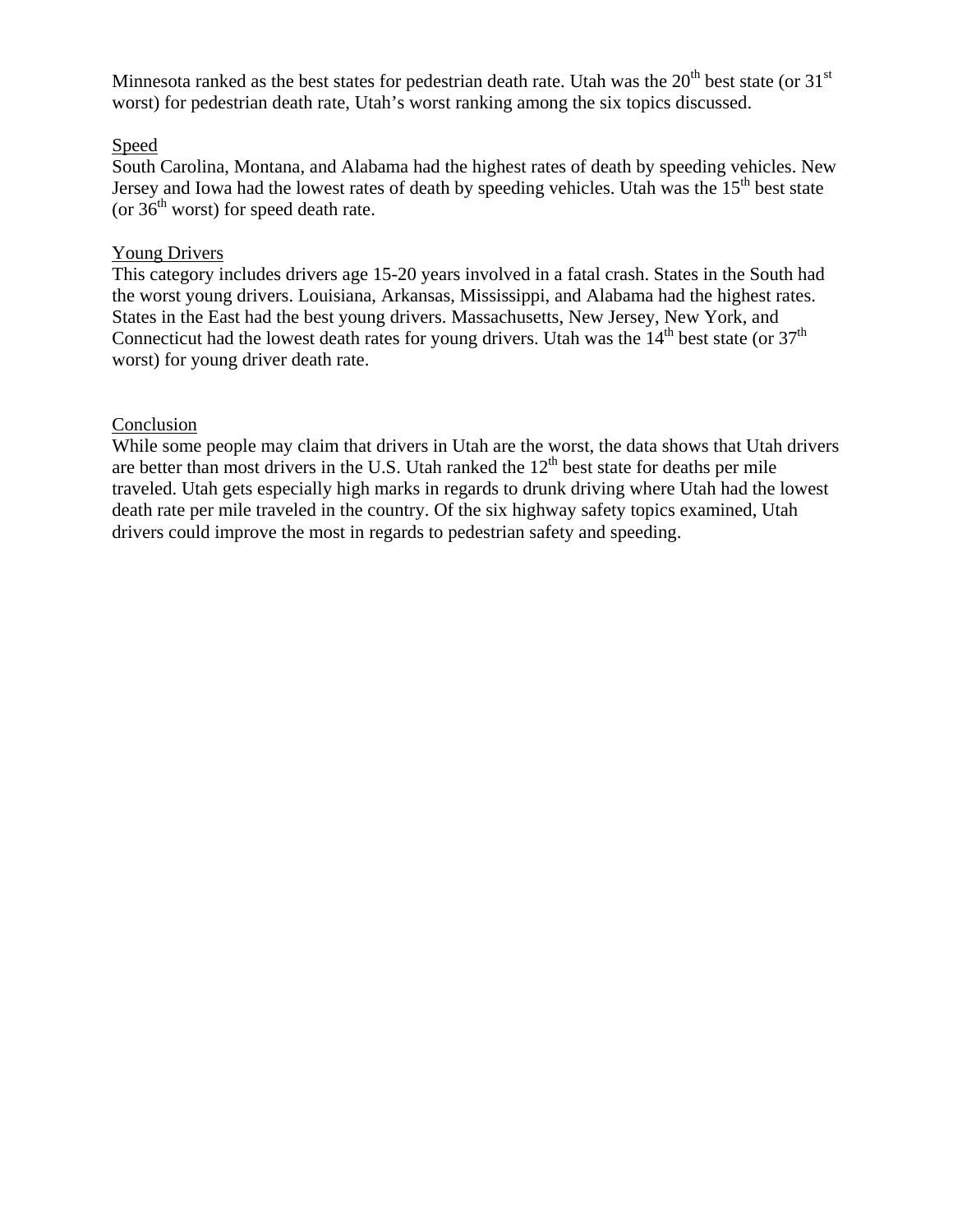Minnesota ranked as the best states for pedestrian death rate. Utah was the 20th best state (or 31st worst) for pedestrian death rate, Utah's worst ranking among the six topics discussed.

## Speed

South Carolina, Montana, and Alabama had the highest rates of death by speeding vehicles. New Jersey and Iowa had the lowest rates of death by speeding vehicles. Utah was the 15th best state (or 36th worst) for speed death rate.

## Young Drivers

This category includes drivers age 15-20 years involved in a fatal crash. States in the South had the worst young drivers. Louisiana, Arkansas, Mississippi, and Alabama had the highest rates. States in the East had the best young drivers. Massachusetts, New Jersey, New York, and Connecticut had the lowest death rates for young drivers. Utah was the 14th best state (or 37th worst) for young driver death rate.

## Conclusion

While some people may claim that drivers in Utah are the worst, the data shows that Utah drivers are better than most drivers in the U.S. Utah ranked the 12th best state for deaths per mile traveled. Utah gets especially high marks in regards to drunk driving where Utah had the lowest death rate per mile traveled in the country. Of the six highway safety topics examined, Utah drivers could improve the most in regards to pedestrian safety and speeding.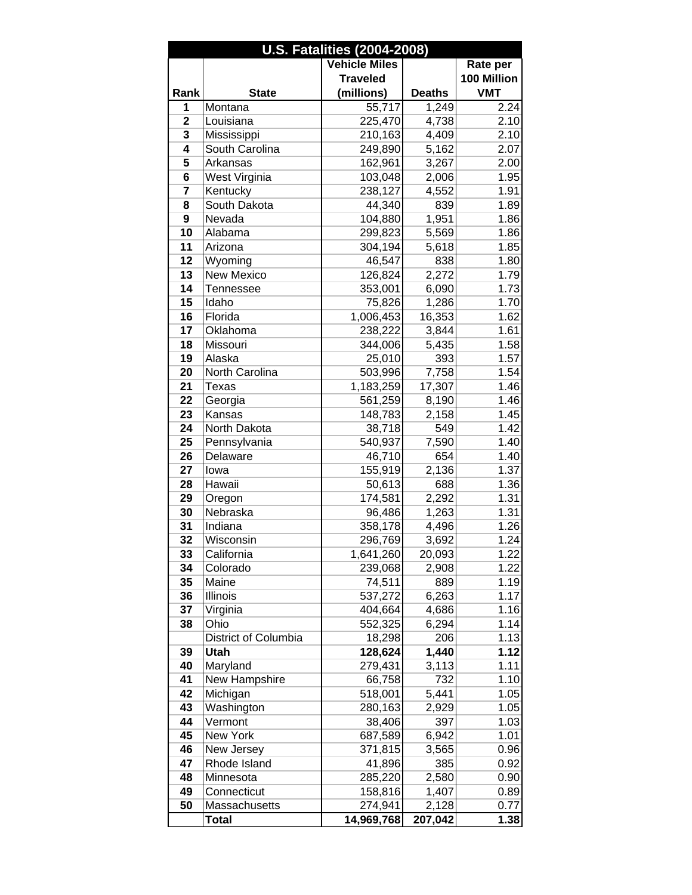| U.S. Fatalities (2004-2008) | | | | |
|---|---|---|---|---|
| **Rank** | **State** | **Vehicle Miles Traveled (millions)** | **Deaths** | **Rate per 100 Million VMT** |
| **1** | Montana | 55,717 | 1,249 | 2.24 |
| **2** | Louisiana | 225,470 | 4,738 | 2.10 |
| **3** | Mississippi | 210,163 | 4,409 | 2.10 |
| **4** | South Carolina | 249,890 | 5,162 | 2.07 |
| **5** | Arkansas | 162,961 | 3,267 | 2.00 |
| **6** | West Virginia | 103,048 | 2,006 | 1.95 |
| **7** | Kentucky | 238,127 | 4,552 | 1.91 |
| **8** | South Dakota | 44,340 | 839 | 1.89 |
| **9** | Nevada | 104,880 | 1,951 | 1.86 |
| **10** | Alabama | 299,823 | 5,569 | 1.86 |
| **11** | Arizona | 304,194 | 5,618 | 1.85 |
| **12** | Wyoming | 46,547 | 838 | 1.80 |
| **13** | New Mexico | 126,824 | 2,272 | 1.79 |
| **14** | Tennessee | 353,001 | 6,090 | 1.73 |
| **15** | Idaho | 75,826 | 1,286 | 1.70 |
| **16** | Florida | 1,006,453 | 16,353 | 1.62 |
| **17** | Oklahoma | 238,222 | 3,844 | 1.61 |
| **18** | Missouri | 344,006 | 5,435 | 1.58 |
| **19** | Alaska | 25,010 | 393 | 1.57 |
| **20** | North Carolina | 503,996 | 7,758 | 1.54 |
| **21** | Texas | 1,183,259 | 17,307 | 1.46 |
| **22** | Georgia | 561,259 | 8,190 | 1.46 |
| **23** | Kansas | 148,783 | 2,158 | 1.45 |
| **24** | North Dakota | 38,718 | 549 | 1.42 |
| **25** | Pennsylvania | 540,937 | 7,590 | 1.40 |
| **26** | Delaware | 46,710 | 654 | 1.40 |
| **27** | Iowa | 155,919 | 2,136 | 1.37 |
| **28** | Hawaii | 50,613 | 688 | 1.36 |
| **29** | Oregon | 174,581 | 2,292 | 1.31 |
| **30** | Nebraska | 96,486 | 1,263 | 1.31 |
| **31** | Indiana | 358,178 | 4,496 | 1.26 |
| **32** | Wisconsin | 296,769 | 3,692 | 1.24 |
| **33** | California | 1,641,260 | 20,093 | 1.22 |
| **34** | Colorado | 239,068 | 2,908 | 1.22 |
| **35** | Maine | 74,511 | 889 | 1.19 |
| **36** | Illinois | 537,272 | 6,263 | 1.17 |
| **37** | Virginia | 404,664 | 4,686 | 1.16 |
| **38** | Ohio | 552,325 | 6,294 | 1.14 |
| | District of Columbia | 18,298 | 206 | 1.13 |
| **39** | **Utah** | **128,624** | **1,440** | **1.12** |
| **40** | Maryland | 279,431 | 3,113 | 1.11 |
| **41** | New Hampshire | 66,758 | 732 | 1.10 |
| **42** | Michigan | 518,001 | 5,441 | 1.05 |
| **43** | Washington | 280,163 | 2,929 | 1.05 |
| **44** | Vermont | 38,406 | 397 | 1.03 |
| **45** | New York | 687,589 | 6,942 | 1.01 |
| **46** | New Jersey | 371,815 | 3,565 | 0.96 |
| **47** | Rhode Island | 41,896 | 385 | 0.92 |
| **48** | Minnesota | 285,220 | 2,580 | 0.90 |
| **49** | Connecticut | 158,816 | 1,407 | 0.89 |
| **50** | Massachusetts | 274,941 | 2,128 | 0.77 |
| | **Total** | **14,969,768** | **207,042** | **1.38** |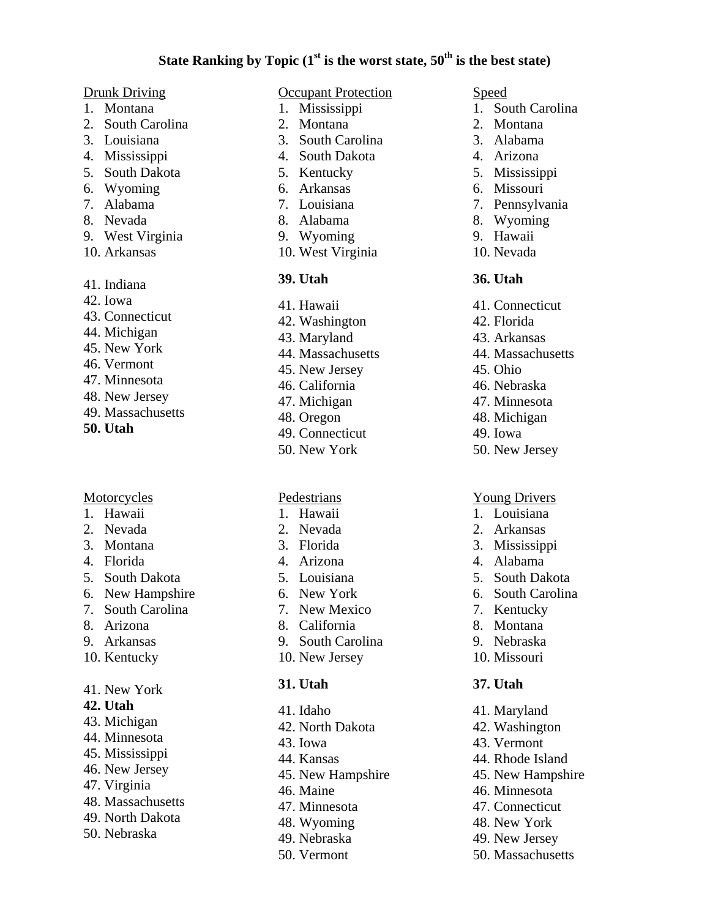## State Ranking by Topic (1st is the worst state, 50th is the best state)

Drunk Driving

1. Montana
2. South Carolina
3. Louisiana
4. Mississippi
5. South Dakota
6. Wyoming
7. Alabama
8. Nevada
9. West Virginia
10. Arkansas

41. Indiana
42. Iowa
43. Connecticut
44. Michigan
45. New York
46. Vermont
47. Minnesota
48. New Jersey
49. Massachusetts
50. **Utah**

Occupant Protection

1. Mississippi
2. Montana
3. South Carolina
4. South Dakota
5. Kentucky
6. Arkansas
7. Louisiana
8. Alabama
9. Wyoming
10. West Virginia

**39. Utah**

41. Hawaii
42. Washington
43. Maryland
44. Massachusetts
45. New Jersey
46. California
47. Michigan
48. Oregon
49. Connecticut
50. New York

Speed

1. South Carolina
2. Montana
3. Alabama
4. Arizona
5. Mississippi
6. Missouri
7. Pennsylvania
8. Wyoming
9. Hawaii
10. Nevada

**36. Utah**

41. Connecticut
42. Florida
43. Arkansas
44. Massachusetts
45. Ohio
46. Nebraska
47. Minnesota
48. Michigan
49. Iowa
50. New Jersey

Motorcycles

1. Hawaii
2. Nevada
3. Montana
4. Florida
5. South Dakota
6. New Hampshire
7. South Carolina
8. Arizona
9. Arkansas
10. Kentucky

41. New York
42. **Utah**
43. Michigan
44. Minnesota
45. Mississippi
46. New Jersey
47. Virginia
48. Massachusetts
49. North Dakota
50. Nebraska

Pedestrians

1. Hawaii
2. Nevada
3. Florida
4. Arizona
5. Louisiana
6. New York
7. New Mexico
8. California
9. South Carolina
10. New Jersey

**31. Utah**

41. Idaho
42. North Dakota
43. Iowa
44. Kansas
45. New Hampshire
46. Maine
47. Minnesota
48. Wyoming
49. Nebraska
50. Vermont

Young Drivers

1. Louisiana
2. Arkansas
3. Mississippi
4. Alabama
5. South Dakota
6. South Carolina
7. Kentucky
8. Montana
9. Nebraska
10. Missouri

**37. Utah**

41. Maryland
42. Washington
43. Vermont
44. Rhode Island
45. New Hampshire
46. Minnesota
47. Connecticut
48. New York
49. New Jersey
50. Massachusetts